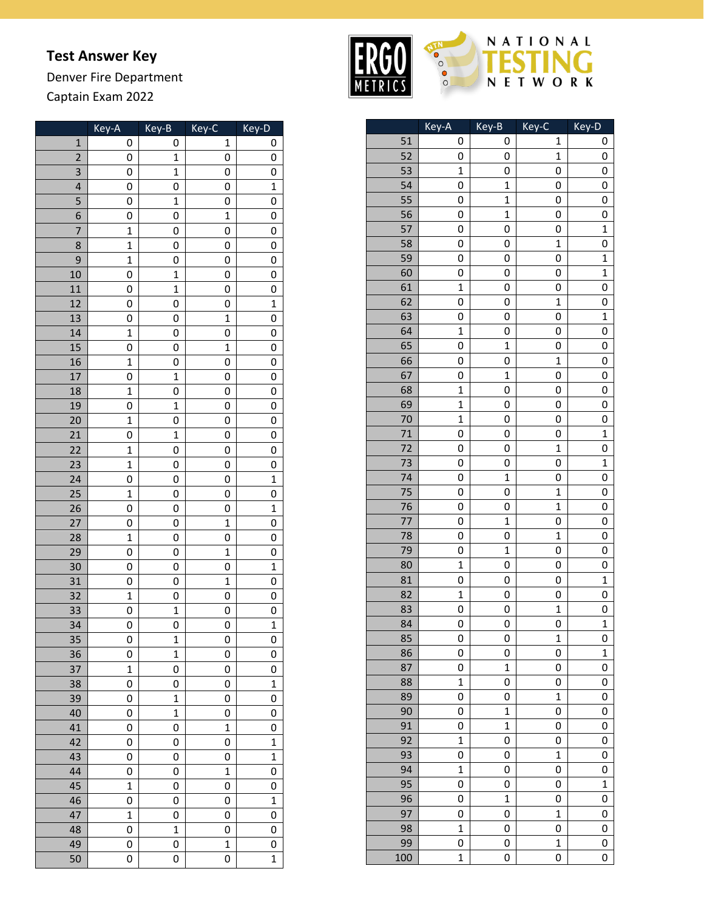# Test Answer Key

Denver Fire Department

Captain Exam 2022

ERGO METRICS

NATIONAL TESTING NETWORK

| | Key-A | Key-B | Key-C | Key-D |
|---|---|---|---|---|
| 1 | 0 | 0 | 1 | 0 |
| 2 | 0 | 1 | 0 | 0 |
| 3 | 0 | 1 | 0 | 0 |
| 4 | 0 | 0 | 0 | 1 |
| 5 | 0 | 1 | 0 | 0 |
| 6 | 0 | 0 | 1 | 0 |
| 7 | 1 | 0 | 0 | 0 |
| 8 | 1 | 0 | 0 | 0 |
| 9 | 1 | 0 | 0 | 0 |
| 10 | 0 | 1 | 0 | 0 |
| 11 | 0 | 1 | 0 | 0 |
| 12 | 0 | 0 | 0 | 1 |
| 13 | 0 | 0 | 1 | 0 |
| 14 | 1 | 0 | 0 | 0 |
| 15 | 0 | 0 | 1 | 0 |
| 16 | 1 | 0 | 0 | 0 |
| 17 | 0 | 1 | 0 | 0 |
| 18 | 1 | 0 | 0 | 0 |
| 19 | 0 | 1 | 0 | 0 |
| 20 | 1 | 0 | 0 | 0 |
| 21 | 0 | 1 | 0 | 0 |
| 22 | 1 | 0 | 0 | 0 |
| 23 | 1 | 0 | 0 | 0 |
| 24 | 0 | 0 | 0 | 1 |
| 25 | 1 | 0 | 0 | 0 |
| 26 | 0 | 0 | 0 | 1 |
| 27 | 0 | 0 | 1 | 0 |
| 28 | 1 | 0 | 0 | 0 |
| 29 | 0 | 0 | 1 | 0 |
| 30 | 0 | 0 | 0 | 1 |
| 31 | 0 | 0 | 1 | 0 |
| 32 | 1 | 0 | 0 | 0 |
| 33 | 0 | 1 | 0 | 0 |
| 34 | 0 | 0 | 0 | 1 |
| 35 | 0 | 1 | 0 | 0 |
| 36 | 0 | 1 | 0 | 0 |
| 37 | 1 | 0 | 0 | 0 |
| 38 | 0 | 0 | 0 | 1 |
| 39 | 0 | 1 | 0 | 0 |
| 40 | 0 | 1 | 0 | 0 |
| 41 | 0 | 0 | 1 | 0 |
| 42 | 0 | 0 | 0 | 1 |
| 43 | 0 | 0 | 0 | 1 |
| 44 | 0 | 0 | 1 | 0 |
| 45 | 1 | 0 | 0 | 0 |
| 46 | 0 | 0 | 0 | 1 |
| 47 | 1 | 0 | 0 | 0 |
| 48 | 0 | 1 | 0 | 0 |
| 49 | 0 | 0 | 1 | 0 |
| 50 | 0 | 0 | 0 | 1 |
| 51 | 0 | 0 | 1 | 0 |
| 52 | 0 | 0 | 1 | 0 |
| 53 | 1 | 0 | 0 | 0 |
| 54 | 0 | 1 | 0 | 0 |
| 55 | 0 | 1 | 0 | 0 |
| 56 | 0 | 1 | 0 | 0 |
| 57 | 0 | 0 | 0 | 1 |
| 58 | 0 | 0 | 1 | 0 |
| 59 | 0 | 0 | 0 | 1 |
| 60 | 0 | 0 | 0 | 1 |
| 61 | 1 | 0 | 0 | 0 |
| 62 | 0 | 0 | 1 | 0 |
| 63 | 0 | 0 | 0 | 1 |
| 64 | 1 | 0 | 0 | 0 |
| 65 | 0 | 1 | 0 | 0 |
| 66 | 0 | 0 | 1 | 0 |
| 67 | 0 | 1 | 0 | 0 |
| 68 | 1 | 0 | 0 | 0 |
| 69 | 1 | 0 | 0 | 0 |
| 70 | 1 | 0 | 0 | 0 |
| 71 | 0 | 0 | 0 | 1 |
| 72 | 0 | 0 | 1 | 0 |
| 73 | 0 | 0 | 0 | 1 |
| 74 | 0 | 1 | 0 | 0 |
| 75 | 0 | 0 | 1 | 0 |
| 76 | 0 | 0 | 1 | 0 |
| 77 | 0 | 1 | 0 | 0 |
| 78 | 0 | 0 | 1 | 0 |
| 79 | 0 | 1 | 0 | 0 |
| 80 | 1 | 0 | 0 | 0 |
| 81 | 0 | 0 | 0 | 1 |
| 82 | 1 | 0 | 0 | 0 |
| 83 | 0 | 0 | 1 | 0 |
| 84 | 0 | 0 | 0 | 1 |
| 85 | 0 | 0 | 1 | 0 |
| 86 | 0 | 0 | 0 | 1 |
| 87 | 0 | 1 | 0 | 0 |
| 88 | 1 | 0 | 0 | 0 |
| 89 | 0 | 0 | 1 | 0 |
| 90 | 0 | 1 | 0 | 0 |
| 91 | 0 | 1 | 0 | 0 |
| 92 | 1 | 0 | 0 | 0 |
| 93 | 0 | 0 | 1 | 0 |
| 94 | 1 | 0 | 0 | 0 |
| 95 | 0 | 0 | 0 | 1 |
| 96 | 0 | 1 | 0 | 0 |
| 97 | 0 | 0 | 1 | 0 |
| 98 | 1 | 0 | 0 | 0 |
| 99 | 0 | 0 | 1 | 0 |
| 100 | 1 | 0 | 0 | 0 |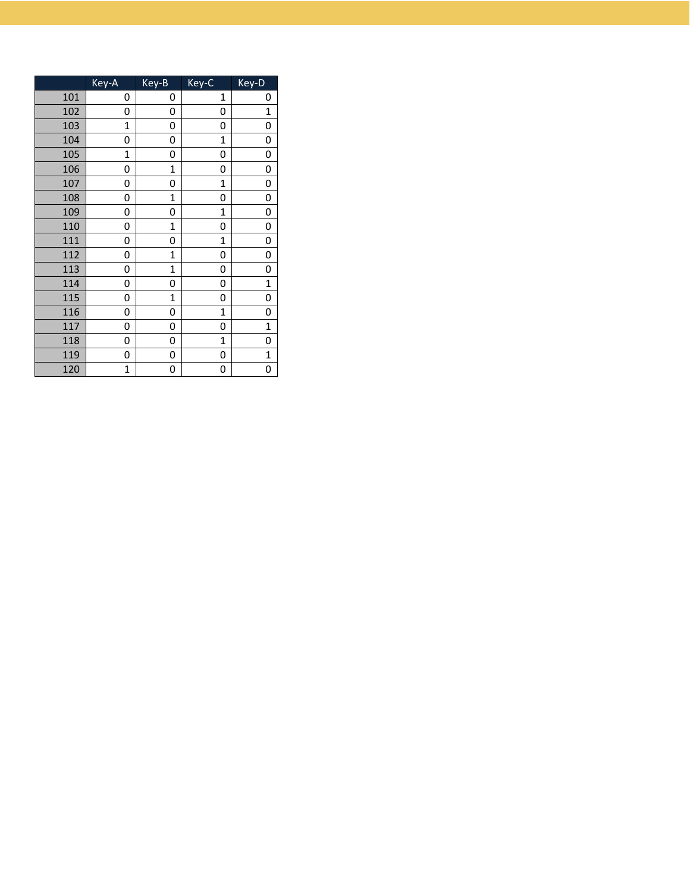| | Key-A | Key-B | Key-C | Key-D |
|---|---|---|---|---|
| 101 | 0 | 0 | 1 | 0 |
| 102 | 0 | 0 | 0 | 1 |
| 103 | 1 | 0 | 0 | 0 |
| 104 | 0 | 0 | 1 | 0 |
| 105 | 1 | 0 | 0 | 0 |
| 106 | 0 | 1 | 0 | 0 |
| 107 | 0 | 0 | 1 | 0 |
| 108 | 0 | 1 | 0 | 0 |
| 109 | 0 | 0 | 1 | 0 |
| 110 | 0 | 1 | 0 | 0 |
| 111 | 0 | 0 | 1 | 0 |
| 112 | 0 | 1 | 0 | 0 |
| 113 | 0 | 1 | 0 | 0 |
| 114 | 0 | 0 | 0 | 1 |
| 115 | 0 | 1 | 0 | 0 |
| 116 | 0 | 0 | 1 | 0 |
| 117 | 0 | 0 | 0 | 1 |
| 118 | 0 | 0 | 1 | 0 |
| 119 | 0 | 0 | 0 | 1 |
| 120 | 1 | 0 | 0 | 0 |